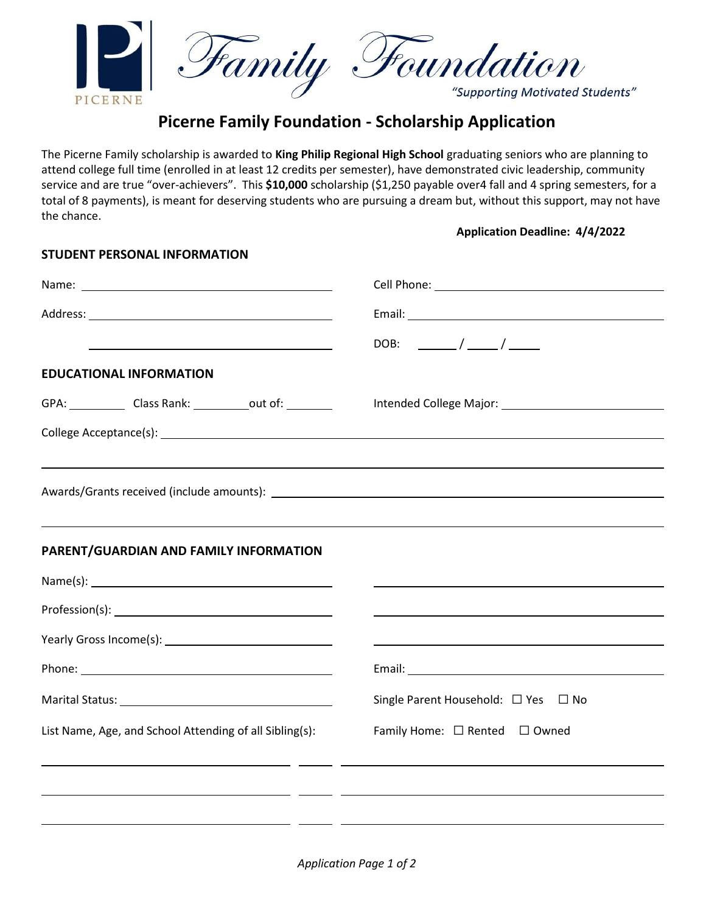# Picerne Family Foundation

*"Supporting Motivated Students"*

## Picerne Family Foundation - Scholarship Application

The Picerne Family scholarship is awarded to **King Philip Regional High School** graduating seniors who are planning to attend college full time (enrolled in at least 12 credits per semester), have demonstrated civic leadership, community service and are true "over-achievers". This **$10,000** scholarship ($1,250 payable over4 fall and 4 spring semesters, for a total of 8 payments), is meant for deserving students who are pursuing a dream but, without this support, may not have the chance.

**Application Deadline: 4/4/2022**

### STUDENT PERSONAL INFORMATION

Name: ______________________________ Cell Phone: ______________________________

Address: ______________________________ Email: ______________________________

______________________________ DOB: ______ / _____ / _____

### EDUCATIONAL INFORMATION

GPA: ________ Class Rank: ________ out of: ________ Intended College Major: ______________________________

College Acceptance(s): ______________________________

______________________________

Awards/Grants received (include amounts): ______________________________

______________________________

### PARENT/GUARDIAN AND FAMILY INFORMATION

Name(s): ______________________________ ______________________________

Profession(s): ______________________________ ______________________________

Yearly Gross Income(s): ______________________________ ______________________________

Phone: ______________________________ Email: ______________________________

Marital Status: ______________________________ Single Parent Household: ☐ Yes ☐ No

List Name, Age, and School Attending of all Sibling(s): Family Home: ☐ Rented ☐ Owned

______________________________ ______ ______________________________

______________________________ ______ ______________________________

______________________________ ______ ______________________________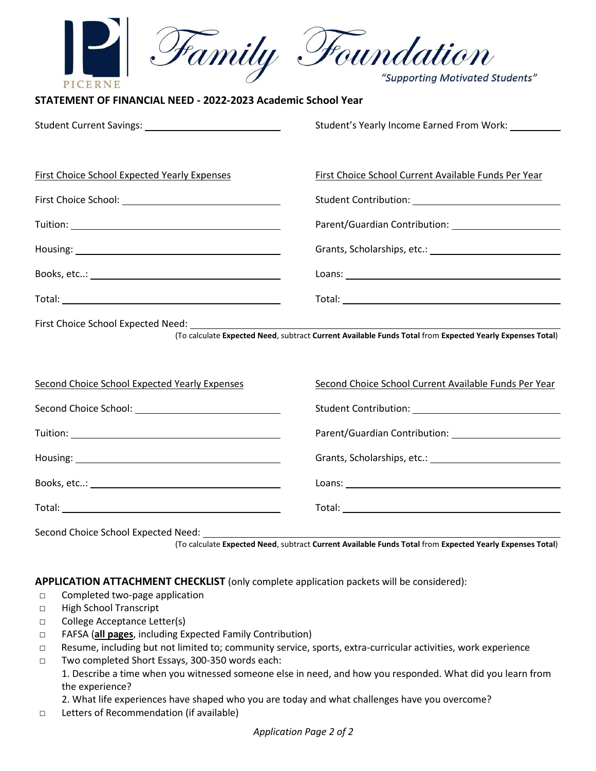Picerne Family Foundation

*"Supporting Motivated Students"*

**STATEMENT OF FINANCIAL NEED - 2022-2023 Academic School Year**

Student Current Savings: ______________________

Student's Yearly Income Earned From Work: __________

First Choice School Expected Yearly Expenses

First Choice School: ______________________

Tuition: ______________________

Housing: ______________________

Books, etc..: ______________________

Total: ______________________

First Choice School Current Available Funds Per Year

Student Contribution: ______________________

Parent/Guardian Contribution: ______________________

Grants, Scholarships, etc.: ______________________

Loans: ______________________

Total: ______________________

First Choice School Expected Need: ______________________

(To calculate **Expected Need**, subtract **Current Available Funds Total** from **Expected Yearly Expenses Total**)

Second Choice School Expected Yearly Expenses

Second Choice School: ______________________

Tuition: ______________________

Housing: ______________________

Books, etc..: ______________________

Total: ______________________

Second Choice School Current Available Funds Per Year

Student Contribution: ______________________

Parent/Guardian Contribution: ______________________

Grants, Scholarships, etc.: ______________________

Loans: ______________________

Total: ______________________

Second Choice School Expected Need: ______________________

(To calculate **Expected Need**, subtract **Current Available Funds Total** from **Expected Yearly Expenses Total**)

**APPLICATION ATTACHMENT CHECKLIST** (only complete application packets will be considered):

- □ Completed two-page application
- □ High School Transcript
- □ College Acceptance Letter(s)
- □ FAFSA (**all pages**, including Expected Family Contribution)
- □ Resume, including but not limited to; community service, sports, extra-curricular activities, work experience
- □ Two completed Short Essays, 300-350 words each:
  1. Describe a time when you witnessed someone else in need, and how you responded. What did you learn from the experience?
  2. What life experiences have shaped who you are today and what challenges have you overcome?
- □ Letters of Recommendation (if available)

*Application Page 2 of 2*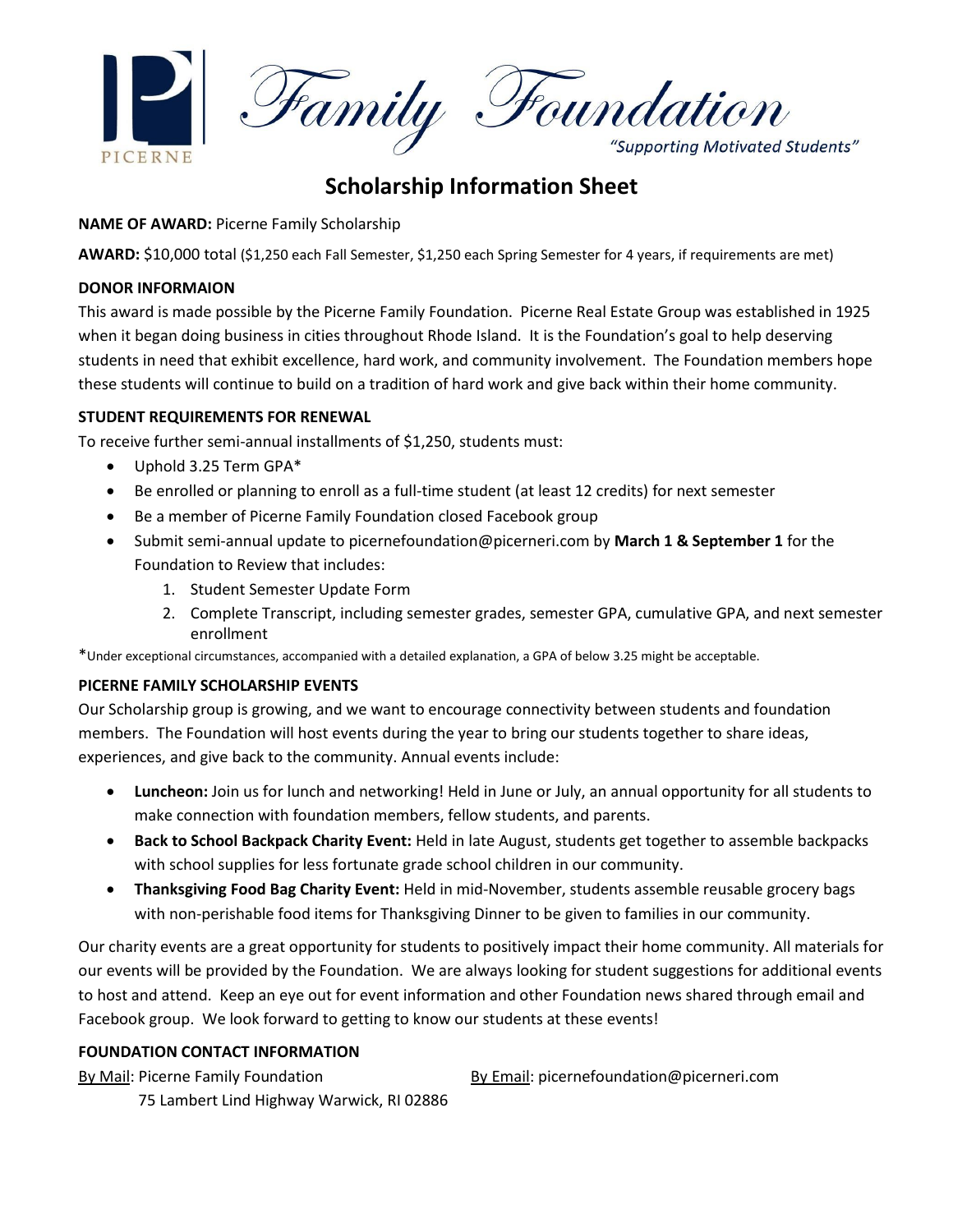PICERNE

# Family Foundation

*"Supporting Motivated Students"*

## Scholarship Information Sheet

**NAME OF AWARD:** Picerne Family Scholarship

**AWARD:** $10,000 total ($1,250 each Fall Semester, $1,250 each Spring Semester for 4 years, if requirements are met)

**DONOR INFORMAION**

This award is made possible by the Picerne Family Foundation. Picerne Real Estate Group was established in 1925 when it began doing business in cities throughout Rhode Island. It is the Foundation's goal to help deserving students in need that exhibit excellence, hard work, and community involvement. The Foundation members hope these students will continue to build on a tradition of hard work and give back within their home community.

**STUDENT REQUIREMENTS FOR RENEWAL**

To receive further semi-annual installments of $1,250, students must:

- Uphold 3.25 Term GPA*
- Be enrolled or planning to enroll as a full-time student (at least 12 credits) for next semester
- Be a member of Picerne Family Foundation closed Facebook group
- Submit semi-annual update to picernefoundation@picerneri.com by **March 1 & September 1** for the Foundation to Review that includes:
  1. Student Semester Update Form
  2. Complete Transcript, including semester grades, semester GPA, cumulative GPA, and next semester enrollment

*Under exceptional circumstances, accompanied with a detailed explanation, a GPA of below 3.25 might be acceptable.

**PICERNE FAMILY SCHOLARSHIP EVENTS**

Our Scholarship group is growing, and we want to encourage connectivity between students and foundation members. The Foundation will host events during the year to bring our students together to share ideas, experiences, and give back to the community. Annual events include:

- **Luncheon:** Join us for lunch and networking! Held in June or July, an annual opportunity for all students to make connection with foundation members, fellow students, and parents.
- **Back to School Backpack Charity Event:** Held in late August, students get together to assemble backpacks with school supplies for less fortunate grade school children in our community.
- **Thanksgiving Food Bag Charity Event:** Held in mid-November, students assemble reusable grocery bags with non-perishable food items for Thanksgiving Dinner to be given to families in our community.

Our charity events are a great opportunity for students to positively impact their home community. All materials for our events will be provided by the Foundation. We are always looking for student suggestions for additional events to host and attend. Keep an eye out for event information and other Foundation news shared through email and Facebook group. We look forward to getting to know our students at these events!

**FOUNDATION CONTACT INFORMATION**

By Mail: Picerne Family Foundation
75 Lambert Lind Highway Warwick, RI 02886

By Email: picernefoundation@picerneri.com